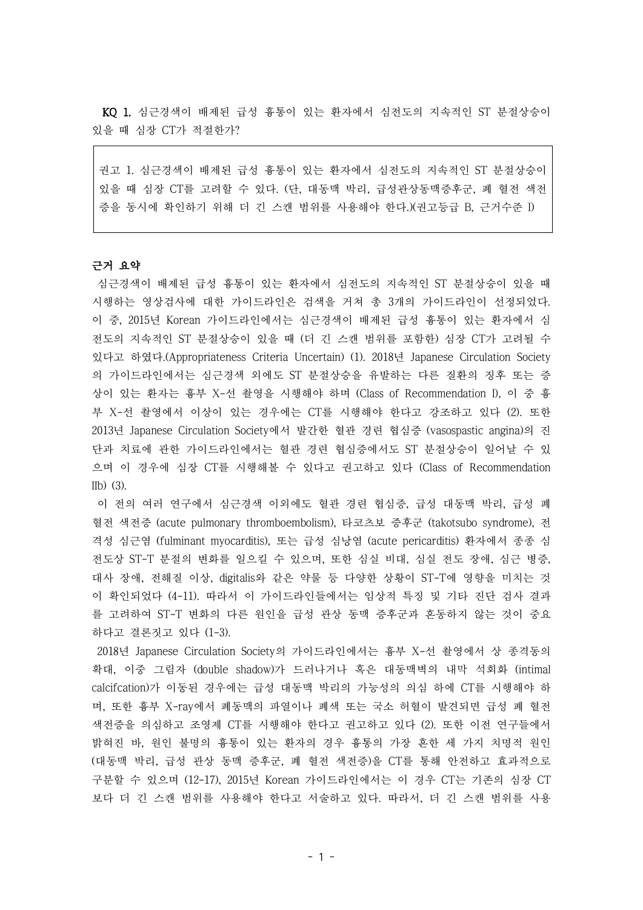**KQ 1.** 심근경색이 배제된 급성 흉통이 있는 환자에서 심전도의 지속적인 ST 분절상승이 있을 때 심장 CT가 적절한가?

> 권고 1. 심근경색이 배제된 급성 흉통이 있는 환자에서 심전도의 지속적인 ST 분절상승이 있을 때 심장 CT를 고려할 수 있다. (단, 대동맥 박리, 급성관상동맥증후군, 폐 혈전 색전증을 동시에 확인하기 위해 더 긴 스캔 범위를 사용해야 한다.)(권고등급 B, 근거수준 I)

**근거 요약**

심근경색이 배제된 급성 흉통이 있는 환자에서 심전도의 지속적인 ST 분절상승이 있을 때 시행하는 영상검사에 대한 가이드라인은 검색을 거쳐 총 3개의 가이드라인이 선정되었다. 이 중, 2015년 Korean 가이드라인에서는 심근경색이 배제된 급성 흉통이 있는 환자에서 심전도의 지속적인 ST 분절상승이 있을 때 (더 긴 스캔 범위를 포함한) 심장 CT가 고려될 수 있다고 하였다.(Appropriateness Criteria Uncertain) (1). 2018년 Japanese Circulation Society의 가이드라인에서는 심근경색 외에도 ST 분절상승을 유발하는 다른 질환의 징후 또는 증상이 있는 환자는 흉부 X-선 촬영을 시행해야 하며 (Class of Recommendation I), 이 중 흉부 X-선 촬영에서 이상이 있는 경우에는 CT를 시행해야 한다고 강조하고 있다 (2). 또한 2013년 Japanese Circulation Society에서 발간한 혈관 경련 협심증 (vasospastic angina)의 진단과 치료에 관한 가이드라인에서는 혈관 경련 협심증에서도 ST 분절상승이 일어날 수 있으며 이 경우에 심장 CT를 시행해볼 수 있다고 권고하고 있다 (Class of Recommendation IIb) (3).

이 전의 여러 연구에서 심근경색 이외에도 혈관 경련 협심증, 급성 대동맥 박리, 급성 폐 혈전 색전증 (acute pulmonary thromboembolism), 타코츠보 증후군 (takotsubo syndrome), 전격성 심근염 (fulminant myocarditis), 또는 급성 심낭염 (acute pericarditis) 환자에서 종종 심전도상 ST-T 분절의 변화를 일으킬 수 있으며, 또한 심실 비대, 심실 전도 장애, 심근 병증, 대사 장애, 전해질 이상, digitalis와 같은 약물 등 다양한 상황이 ST-T에 영향을 미치는 것이 확인되었다 (4-11). 따라서 이 가이드라인들에서는 임상적 특징 및 기타 진단 검사 결과를 고려하여 ST-T 변화의 다른 원인을 급성 관상 동맥 증후군과 혼동하지 않는 것이 중요하다고 결론짓고 있다 (1-3).

2018년 Japanese Circulation Society의 가이드라인에서는 흉부 X-선 촬영에서 상 종격동의 확대, 이중 그림자 (double shadow)가 드러나거나 혹은 대동맥벽의 내막 석회화 (intimal calcifcation)가 이동된 경우에는 급성 대동맥 박리의 가능성의 의심 하에 CT를 시행해야 하며, 또한 흉부 X-ray에서 폐동맥의 파열이나 폐색 또는 국소 허혈이 발견되면 급성 폐 혈전 색전증을 의심하고 조영제 CT를 시행해야 한다고 권고하고 있다 (2). 또한 이전 연구들에서 밝혀진 바, 원인 불명의 흉통이 있는 환자의 경우 흉통의 가장 흔한 세 가지 치명적 원인 (대동맥 박리, 급성 관상 동맥 증후군, 폐 혈전 색전증)을 CT를 통해 안전하고 효과적으로 구분할 수 있으며 (12-17), 2015년 Korean 가이드라인에서는 이 경우 CT는 기존의 심장 CT보다 더 긴 스캔 범위를 사용해야 한다고 서술하고 있다. 따라서, 더 긴 스캔 범위를 사용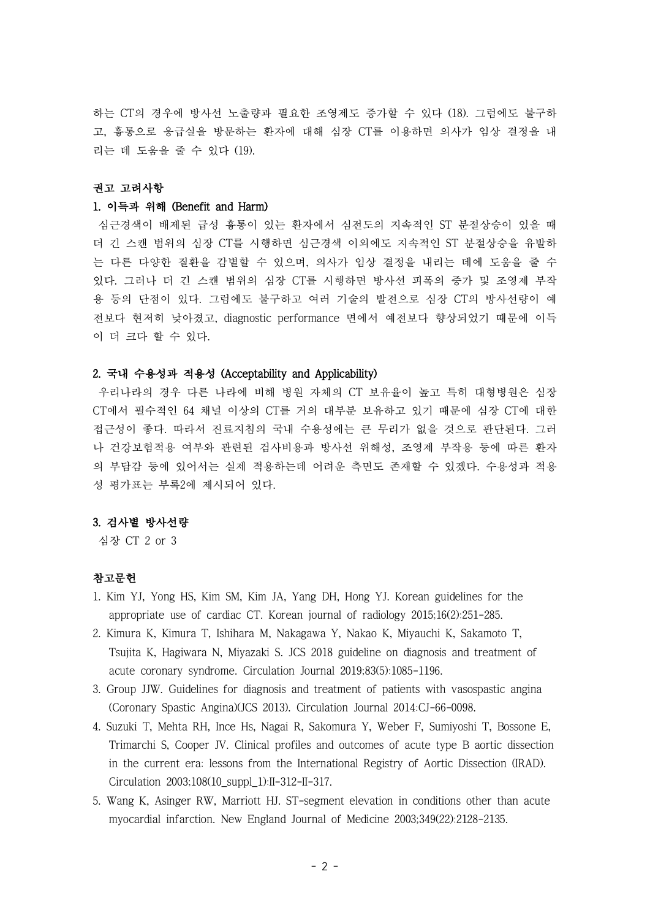하는 CT의 경우에 방사선 노출량과 필요한 조영제도 증가할 수 있다 (18). 그럼에도 불구하고, 흉통으로 응급실을 방문하는 환자에 대해 심장 CT를 이용하면 의사가 임상 결정을 내리는 데 도움을 줄 수 있다 (19).

## 권고 고려사항

### 1. 이득과 위해 (Benefit and Harm)

심근경색이 배제된 급성 흉통이 있는 환자에서 심전도의 지속적인 ST 분절상승이 있을 때 더 긴 스캔 범위의 심장 CT를 시행하면 심근경색 이외에도 지속적인 ST 분절상승을 유발하는 다른 다양한 질환을 감별할 수 있으며, 의사가 임상 결정을 내리는 데에 도움을 줄 수 있다. 그러나 더 긴 스캔 범위의 심장 CT를 시행하면 방사선 피폭의 증가 및 조영제 부작용 등의 단점이 있다. 그럼에도 불구하고 여러 기술의 발전으로 심장 CT의 방사선량이 예전보다 현저히 낮아졌고, diagnostic performance 면에서 예전보다 향상되었기 때문에 이득이 더 크다 할 수 있다.

### 2. 국내 수용성과 적용성 (Acceptability and Applicability)

우리나라의 경우 다른 나라에 비해 병원 자체의 CT 보유율이 높고 특히 대형병원은 심장 CT에서 필수적인 64 채널 이상의 CT를 거의 대부분 보유하고 있기 때문에 심장 CT에 대한 접근성이 좋다. 따라서 진료지침의 국내 수용성에는 큰 무리가 없을 것으로 판단된다. 그러나 건강보험적용 여부와 관련된 검사비용과 방사선 위해성, 조영제 부작용 등에 따른 환자의 부담감 등에 있어서는 실제 적용하는데 어려운 측면도 존재할 수 있겠다. 수용성과 적용성 평가표는 부록2에 제시되어 있다.

### 3. 검사별 방사선량

심장 CT 2 or 3

## 참고문헌

1. Kim YJ, Yong HS, Kim SM, Kim JA, Yang DH, Hong YJ. Korean guidelines for the appropriate use of cardiac CT. Korean journal of radiology 2015;16(2):251-285.
2. Kimura K, Kimura T, Ishihara M, Nakagawa Y, Nakao K, Miyauchi K, Sakamoto T, Tsujita K, Hagiwara N, Miyazaki S. JCS 2018 guideline on diagnosis and treatment of acute coronary syndrome. Circulation Journal 2019;83(5):1085-1196.
3. Group JJW. Guidelines for diagnosis and treatment of patients with vasospastic angina (Coronary Spastic Angina)(JCS 2013). Circulation Journal 2014:CJ-66-0098.
4. Suzuki T, Mehta RH, Ince Hs, Nagai R, Sakomura Y, Weber F, Sumiyoshi T, Bossone E, Trimarchi S, Cooper JV. Clinical profiles and outcomes of acute type B aortic dissection in the current era: lessons from the International Registry of Aortic Dissection (IRAD). Circulation 2003;108(10_suppl_1):II-312-II-317.
5. Wang K, Asinger RW, Marriott HJ. ST-segment elevation in conditions other than acute myocardial infarction. New England Journal of Medicine 2003;349(22):2128-2135.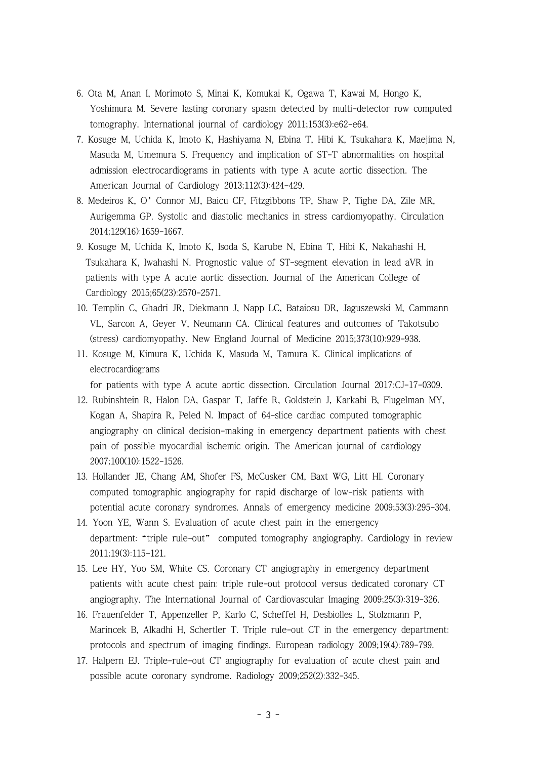6. Ota M, Anan I, Morimoto S, Minai K, Komukai K, Ogawa T, Kawai M, Hongo K, Yoshimura M. Severe lasting coronary spasm detected by multi-detector row computed tomography. International journal of cardiology 2011;153(3):e62-e64.
7. Kosuge M, Uchida K, Imoto K, Hashiyama N, Ebina T, Hibi K, Tsukahara K, Maejima N, Masuda M, Umemura S. Frequency and implication of ST-T abnormalities on hospital admission electrocardiograms in patients with type A acute aortic dissection. The American Journal of Cardiology 2013;112(3):424-429.
8. Medeiros K, O' Connor MJ, Baicu CF, Fitzgibbons TP, Shaw P, Tighe DA, Zile MR, Aurigemma GP. Systolic and diastolic mechanics in stress cardiomyopathy. Circulation 2014;129(16):1659-1667.
9. Kosuge M, Uchida K, Imoto K, Isoda S, Karube N, Ebina T, Hibi K, Nakahashi H, Tsukahara K, Iwahashi N. Prognostic value of ST-segment elevation in lead aVR in patients with type A acute aortic dissection. Journal of the American College of Cardiology 2015;65(23):2570-2571.
10. Templin C, Ghadri JR, Diekmann J, Napp LC, Bataiosu DR, Jaguszewski M, Cammann VL, Sarcon A, Geyer V, Neumann CA. Clinical features and outcomes of Takotsubo (stress) cardiomyopathy. New England Journal of Medicine 2015;373(10):929-938.
11. Kosuge M, Kimura K, Uchida K, Masuda M, Tamura K. Clinical implications of electrocardiograms for patients with type A acute aortic dissection. Circulation Journal 2017:CJ-17-0309.
12. Rubinshtein R, Halon DA, Gaspar T, Jaffe R, Goldstein J, Karkabi B, Flugelman MY, Kogan A, Shapira R, Peled N. Impact of 64-slice cardiac computed tomographic angiography on clinical decision-making in emergency department patients with chest pain of possible myocardial ischemic origin. The American journal of cardiology 2007;100(10):1522-1526.
13. Hollander JE, Chang AM, Shofer FS, McCusker CM, Baxt WG, Litt HI. Coronary computed tomographic angiography for rapid discharge of low-risk patients with potential acute coronary syndromes. Annals of emergency medicine 2009;53(3):295-304.
14. Yoon YE, Wann S. Evaluation of acute chest pain in the emergency department: "triple rule-out" computed tomography angiography. Cardiology in review 2011;19(3):115-121.
15. Lee HY, Yoo SM, White CS. Coronary CT angiography in emergency department patients with acute chest pain: triple rule-out protocol versus dedicated coronary CT angiography. The International Journal of Cardiovascular Imaging 2009;25(3):319-326.
16. Frauenfelder T, Appenzeller P, Karlo C, Scheffel H, Desbiolles L, Stolzmann P, Marincek B, Alkadhi H, Schertler T. Triple rule-out CT in the emergency department: protocols and spectrum of imaging findings. European radiology 2009;19(4):789-799.
17. Halpern EJ. Triple-rule-out CT angiography for evaluation of acute chest pain and possible acute coronary syndrome. Radiology 2009;252(2):332-345.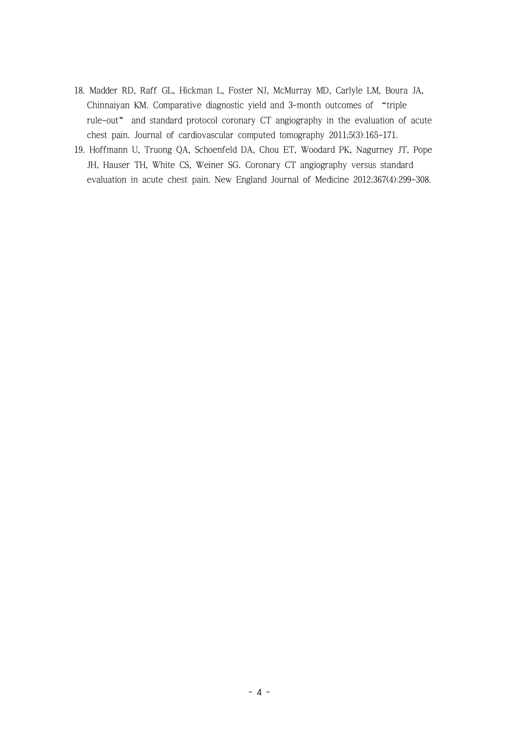18. Madder RD, Raff GL, Hickman L, Foster NJ, McMurray MD, Carlyle LM, Boura JA, Chinnaiyan KM. Comparative diagnostic yield and 3-month outcomes of "triple rule-out" and standard protocol coronary CT angiography in the evaluation of acute chest pain. Journal of cardiovascular computed tomography 2011;5(3):165-171.
19. Hoffmann U, Truong QA, Schoenfeld DA, Chou ET, Woodard PK, Nagurney JT, Pope JH, Hauser TH, White CS, Weiner SG. Coronary CT angiography versus standard evaluation in acute chest pain. New England Journal of Medicine 2012;367(4):299-308.